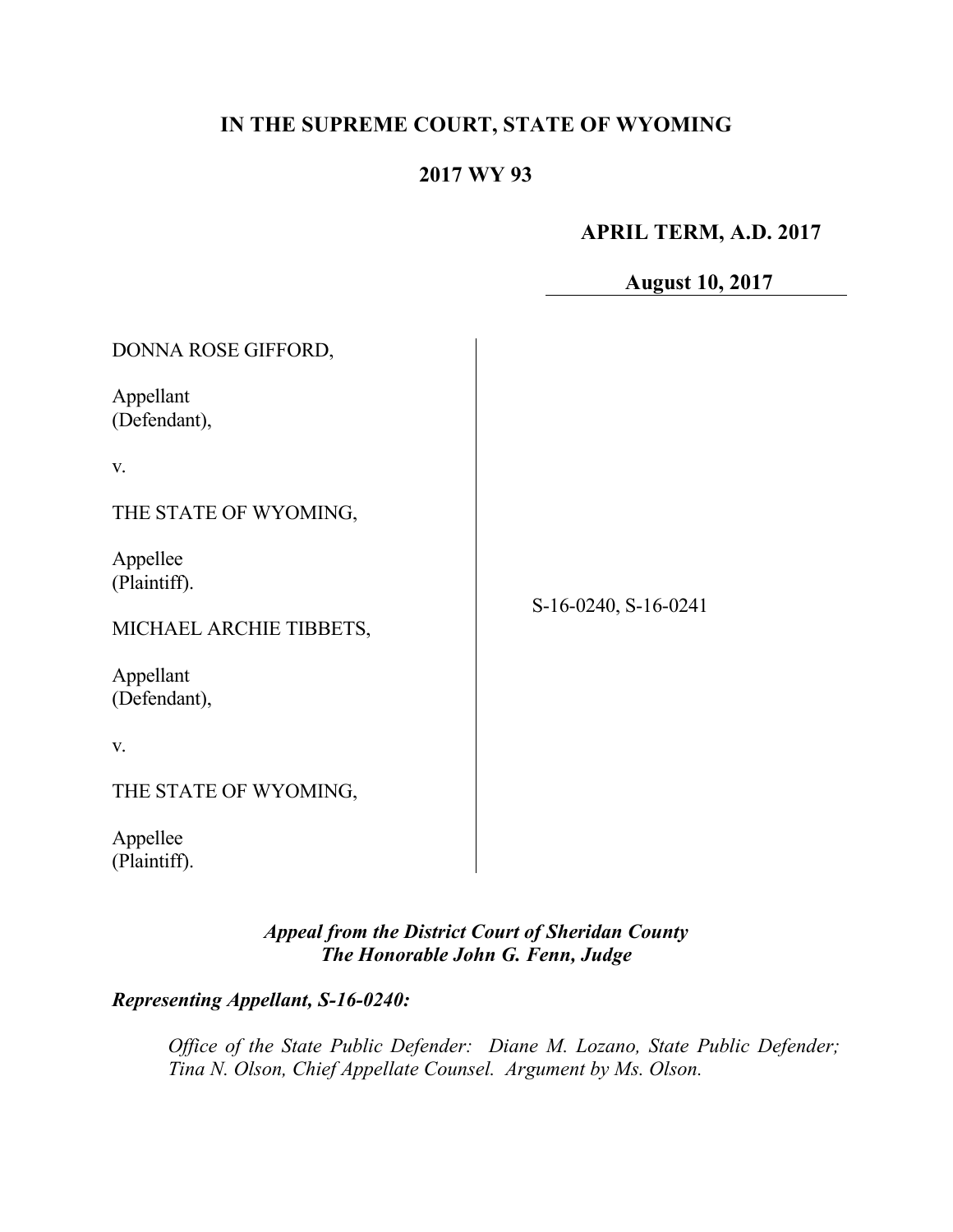**IN THE SUPREME COURT, STATE OF WYOMING**

**2017 WY 93**

**APRIL TERM, A.D. 2017**

**August 10, 2017**

| | |
|---|---|
| DONNA ROSE GIFFORD,<br><br>Appellant<br>(Defendant),<br><br>v.<br><br>THE STATE OF WYOMING,<br><br>Appellee<br>(Plaintiff).<br><br>MICHAEL ARCHIE TIBBETS,<br><br>Appellant<br>(Defendant),<br><br>v.<br><br>THE STATE OF WYOMING,<br><br>Appellee<br>(Plaintiff). | S-16-0240, S-16-0241 |

***Appeal from the District Court of Sheridan County***
***The Honorable John G. Fenn, Judge***

***Representing Appellant, S-16-0240:***

*Office of the State Public Defender: Diane M. Lozano, State Public Defender; Tina N. Olson, Chief Appellate Counsel. Argument by Ms. Olson.*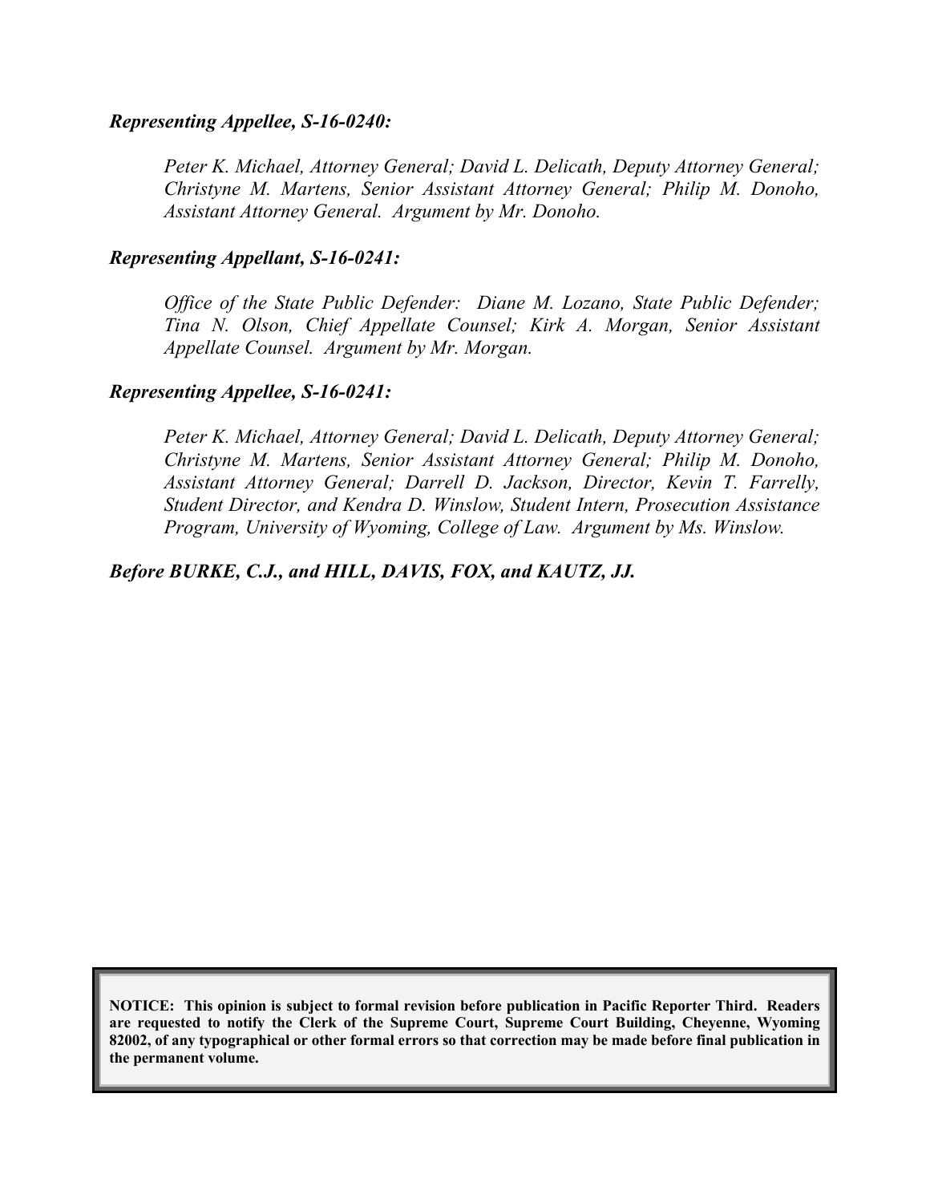***Representing Appellee, S-16-0240:***

*Peter K. Michael, Attorney General; David L. Delicath, Deputy Attorney General; Christyne M. Martens, Senior Assistant Attorney General; Philip M. Donoho, Assistant Attorney General. Argument by Mr. Donoho.*

***Representing Appellant, S-16-0241:***

*Office of the State Public Defender: Diane M. Lozano, State Public Defender; Tina N. Olson, Chief Appellate Counsel; Kirk A. Morgan, Senior Assistant Appellate Counsel. Argument by Mr. Morgan.*

***Representing Appellee, S-16-0241:***

*Peter K. Michael, Attorney General; David L. Delicath, Deputy Attorney General; Christyne M. Martens, Senior Assistant Attorney General; Philip M. Donoho, Assistant Attorney General; Darrell D. Jackson, Director, Kevin T. Farrelly, Student Director, and Kendra D. Winslow, Student Intern, Prosecution Assistance Program, University of Wyoming, College of Law. Argument by Ms. Winslow.*

***Before BURKE, C.J., and HILL, DAVIS, FOX, and KAUTZ, JJ.***

**NOTICE: This opinion is subject to formal revision before publication in Pacific Reporter Third. Readers are requested to notify the Clerk of the Supreme Court, Supreme Court Building, Cheyenne, Wyoming 82002, of any typographical or other formal errors so that correction may be made before final publication in the permanent volume.**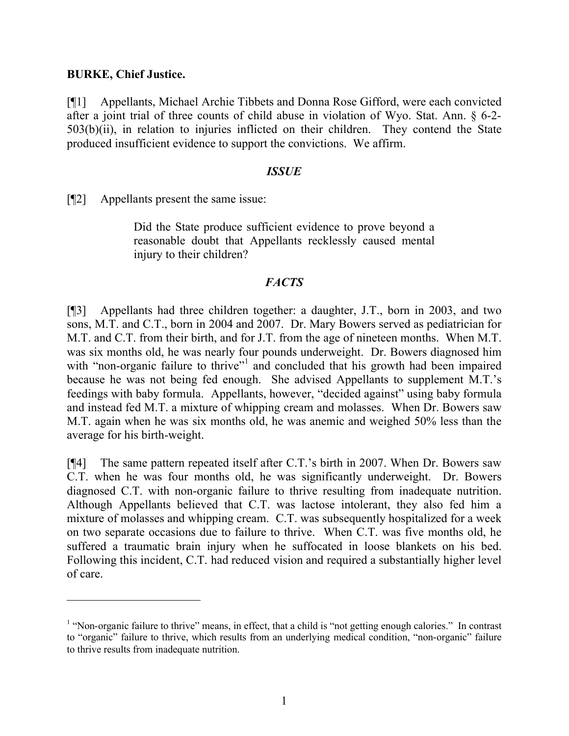**BURKE, Chief Justice.**

[¶1] Appellants, Michael Archie Tibbets and Donna Rose Gifford, were each convicted after a joint trial of three counts of child abuse in violation of Wyo. Stat. Ann. § 6-2-503(b)(ii), in relation to injuries inflicted on their children. They contend the State produced insufficient evidence to support the convictions. We affirm.

## *ISSUE*

[¶2] Appellants present the same issue:

> Did the State produce sufficient evidence to prove beyond a reasonable doubt that Appellants recklessly caused mental injury to their children?

## *FACTS*

[¶3] Appellants had three children together: a daughter, J.T., born in 2003, and two sons, M.T. and C.T., born in 2004 and 2007. Dr. Mary Bowers served as pediatrician for M.T. and C.T. from their birth, and for J.T. from the age of nineteen months. When M.T. was six months old, he was nearly four pounds underweight. Dr. Bowers diagnosed him with "non-organic failure to thrive"[1] and concluded that his growth had been impaired because he was not being fed enough. She advised Appellants to supplement M.T.'s feedings with baby formula. Appellants, however, "decided against" using baby formula and instead fed M.T. a mixture of whipping cream and molasses. When Dr. Bowers saw M.T. again when he was six months old, he was anemic and weighed 50% less than the average for his birth-weight.

[¶4] The same pattern repeated itself after C.T.'s birth in 2007. When Dr. Bowers saw C.T. when he was four months old, he was significantly underweight. Dr. Bowers diagnosed C.T. with non-organic failure to thrive resulting from inadequate nutrition. Although Appellants believed that C.T. was lactose intolerant, they also fed him a mixture of molasses and whipping cream. C.T. was subsequently hospitalized for a week on two separate occasions due to failure to thrive. When C.T. was five months old, he suffered a traumatic brain injury when he suffocated in loose blankets on his bed. Following this incident, C.T. had reduced vision and required a substantially higher level of care.

---

[1] "Non-organic failure to thrive" means, in effect, that a child is "not getting enough calories." In contrast to "organic" failure to thrive, which results from an underlying medical condition, "non-organic" failure to thrive results from inadequate nutrition.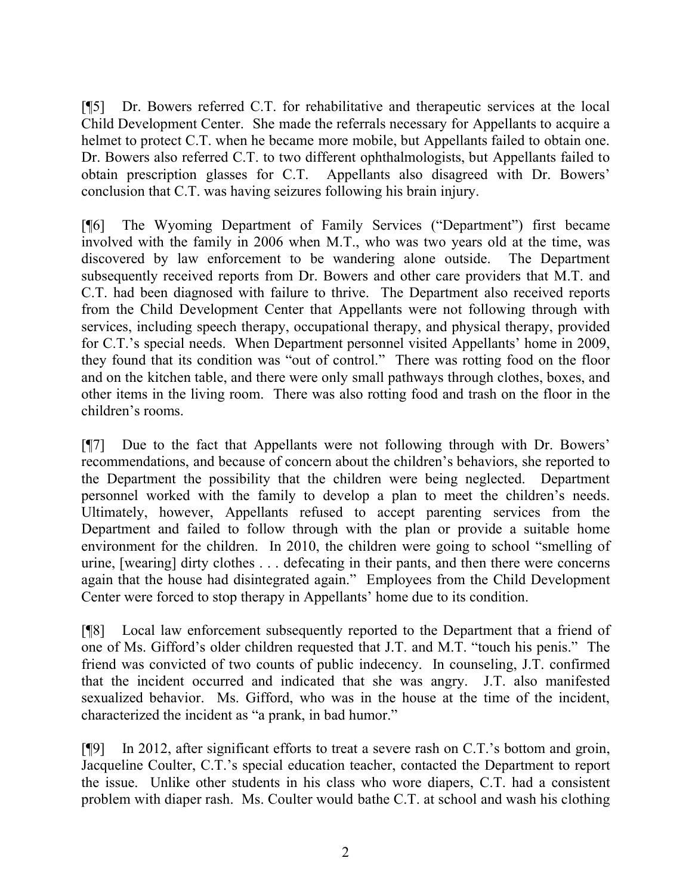[¶5] Dr. Bowers referred C.T. for rehabilitative and therapeutic services at the local Child Development Center. She made the referrals necessary for Appellants to acquire a helmet to protect C.T. when he became more mobile, but Appellants failed to obtain one. Dr. Bowers also referred C.T. to two different ophthalmologists, but Appellants failed to obtain prescription glasses for C.T. Appellants also disagreed with Dr. Bowers' conclusion that C.T. was having seizures following his brain injury.

[¶6] The Wyoming Department of Family Services ("Department") first became involved with the family in 2006 when M.T., who was two years old at the time, was discovered by law enforcement to be wandering alone outside. The Department subsequently received reports from Dr. Bowers and other care providers that M.T. and C.T. had been diagnosed with failure to thrive. The Department also received reports from the Child Development Center that Appellants were not following through with services, including speech therapy, occupational therapy, and physical therapy, provided for C.T.'s special needs. When Department personnel visited Appellants' home in 2009, they found that its condition was "out of control." There was rotting food on the floor and on the kitchen table, and there were only small pathways through clothes, boxes, and other items in the living room. There was also rotting food and trash on the floor in the children's rooms.

[¶7] Due to the fact that Appellants were not following through with Dr. Bowers' recommendations, and because of concern about the children's behaviors, she reported to the Department the possibility that the children were being neglected. Department personnel worked with the family to develop a plan to meet the children's needs. Ultimately, however, Appellants refused to accept parenting services from the Department and failed to follow through with the plan or provide a suitable home environment for the children. In 2010, the children were going to school "smelling of urine, [wearing] dirty clothes . . . defecating in their pants, and then there were concerns again that the house had disintegrated again." Employees from the Child Development Center were forced to stop therapy in Appellants' home due to its condition.

[¶8] Local law enforcement subsequently reported to the Department that a friend of one of Ms. Gifford's older children requested that J.T. and M.T. "touch his penis." The friend was convicted of two counts of public indecency. In counseling, J.T. confirmed that the incident occurred and indicated that she was angry. J.T. also manifested sexualized behavior. Ms. Gifford, who was in the house at the time of the incident, characterized the incident as "a prank, in bad humor."

[¶9] In 2012, after significant efforts to treat a severe rash on C.T.'s bottom and groin, Jacqueline Coulter, C.T.'s special education teacher, contacted the Department to report the issue. Unlike other students in his class who wore diapers, C.T. had a consistent problem with diaper rash. Ms. Coulter would bathe C.T. at school and wash his clothing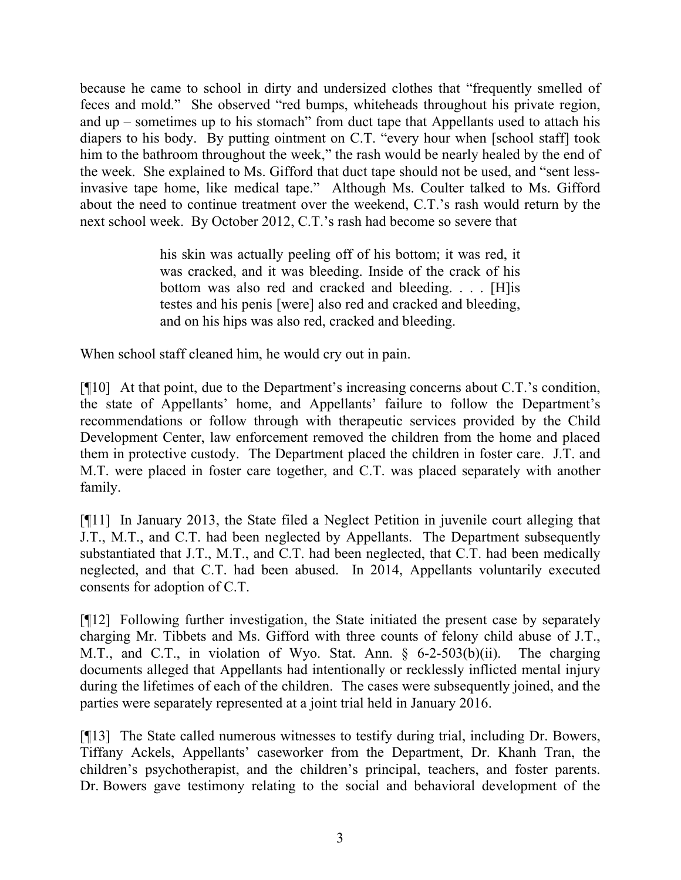because he came to school in dirty and undersized clothes that "frequently smelled of feces and mold." She observed "red bumps, whiteheads throughout his private region, and up – sometimes up to his stomach" from duct tape that Appellants used to attach his diapers to his body. By putting ointment on C.T. "every hour when [school staff] took him to the bathroom throughout the week," the rash would be nearly healed by the end of the week. She explained to Ms. Gifford that duct tape should not be used, and "sent less-invasive tape home, like medical tape." Although Ms. Coulter talked to Ms. Gifford about the need to continue treatment over the weekend, C.T.'s rash would return by the next school week. By October 2012, C.T.'s rash had become so severe that

> his skin was actually peeling off of his bottom; it was red, it was cracked, and it was bleeding. Inside of the crack of his bottom was also red and cracked and bleeding. . . . [H]is testes and his penis [were] also red and cracked and bleeding, and on his hips was also red, cracked and bleeding.

When school staff cleaned him, he would cry out in pain.

[¶10] At that point, due to the Department's increasing concerns about C.T.'s condition, the state of Appellants' home, and Appellants' failure to follow the Department's recommendations or follow through with therapeutic services provided by the Child Development Center, law enforcement removed the children from the home and placed them in protective custody. The Department placed the children in foster care. J.T. and M.T. were placed in foster care together, and C.T. was placed separately with another family.

[¶11] In January 2013, the State filed a Neglect Petition in juvenile court alleging that J.T., M.T., and C.T. had been neglected by Appellants. The Department subsequently substantiated that J.T., M.T., and C.T. had been neglected, that C.T. had been medically neglected, and that C.T. had been abused. In 2014, Appellants voluntarily executed consents for adoption of C.T.

[¶12] Following further investigation, the State initiated the present case by separately charging Mr. Tibbets and Ms. Gifford with three counts of felony child abuse of J.T., M.T., and C.T., in violation of Wyo. Stat. Ann. § 6-2-503(b)(ii). The charging documents alleged that Appellants had intentionally or recklessly inflicted mental injury during the lifetimes of each of the children. The cases were subsequently joined, and the parties were separately represented at a joint trial held in January 2016.

[¶13] The State called numerous witnesses to testify during trial, including Dr. Bowers, Tiffany Ackels, Appellants' caseworker from the Department, Dr. Khanh Tran, the children's psychotherapist, and the children's principal, teachers, and foster parents. Dr. Bowers gave testimony relating to the social and behavioral development of the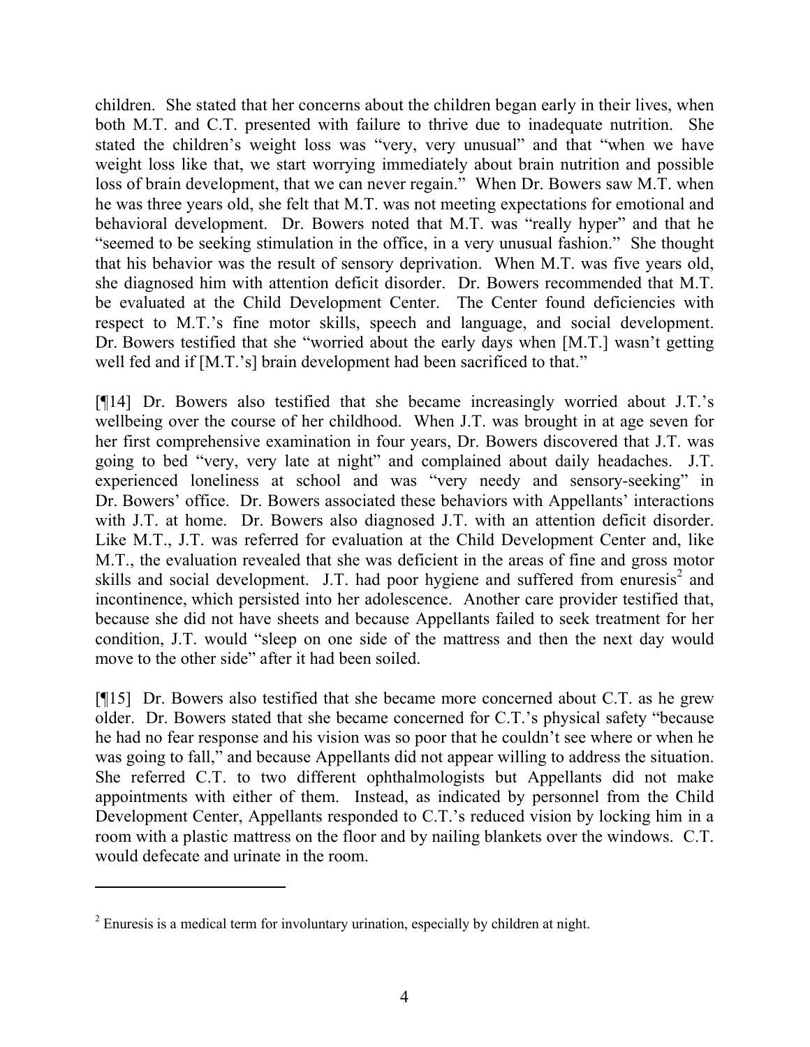children. She stated that her concerns about the children began early in their lives, when both M.T. and C.T. presented with failure to thrive due to inadequate nutrition. She stated the children's weight loss was "very, very unusual" and that "when we have weight loss like that, we start worrying immediately about brain nutrition and possible loss of brain development, that we can never regain." When Dr. Bowers saw M.T. when he was three years old, she felt that M.T. was not meeting expectations for emotional and behavioral development. Dr. Bowers noted that M.T. was "really hyper" and that he "seemed to be seeking stimulation in the office, in a very unusual fashion." She thought that his behavior was the result of sensory deprivation. When M.T. was five years old, she diagnosed him with attention deficit disorder. Dr. Bowers recommended that M.T. be evaluated at the Child Development Center. The Center found deficiencies with respect to M.T.'s fine motor skills, speech and language, and social development. Dr. Bowers testified that she "worried about the early days when [M.T.] wasn't getting well fed and if [M.T.'s] brain development had been sacrificed to that."

[¶14] Dr. Bowers also testified that she became increasingly worried about J.T.'s wellbeing over the course of her childhood. When J.T. was brought in at age seven for her first comprehensive examination in four years, Dr. Bowers discovered that J.T. was going to bed "very, very late at night" and complained about daily headaches. J.T. experienced loneliness at school and was "very needy and sensory-seeking" in Dr. Bowers' office. Dr. Bowers associated these behaviors with Appellants' interactions with J.T. at home. Dr. Bowers also diagnosed J.T. with an attention deficit disorder. Like M.T., J.T. was referred for evaluation at the Child Development Center and, like M.T., the evaluation revealed that she was deficient in the areas of fine and gross motor skills and social development. J.T. had poor hygiene and suffered from enuresis[2] and incontinence, which persisted into her adolescence. Another care provider testified that, because she did not have sheets and because Appellants failed to seek treatment for her condition, J.T. would "sleep on one side of the mattress and then the next day would move to the other side" after it had been soiled.

[¶15] Dr. Bowers also testified that she became more concerned about C.T. as he grew older. Dr. Bowers stated that she became concerned for C.T.'s physical safety "because he had no fear response and his vision was so poor that he couldn't see where or when he was going to fall," and because Appellants did not appear willing to address the situation. She referred C.T. to two different ophthalmologists but Appellants did not make appointments with either of them. Instead, as indicated by personnel from the Child Development Center, Appellants responded to C.T.'s reduced vision by locking him in a room with a plastic mattress on the floor and by nailing blankets over the windows. C.T. would defecate and urinate in the room.

---

[2] Enuresis is a medical term for involuntary urination, especially by children at night.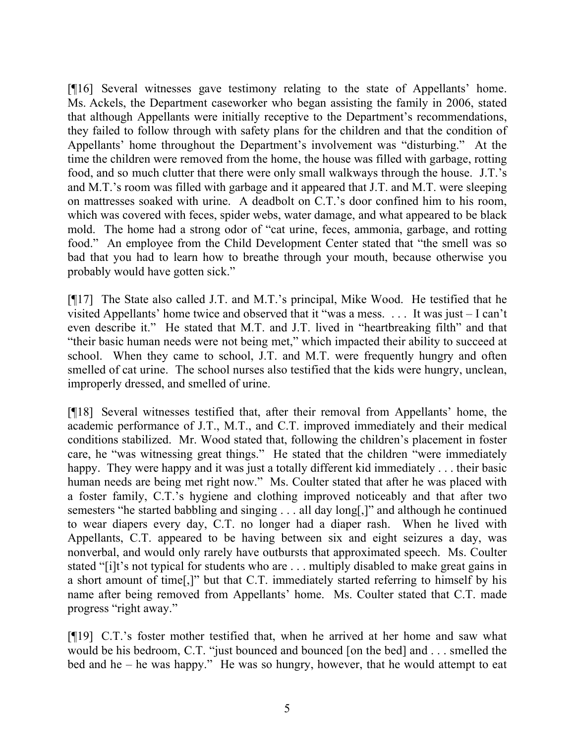[¶16] Several witnesses gave testimony relating to the state of Appellants' home. Ms. Ackels, the Department caseworker who began assisting the family in 2006, stated that although Appellants were initially receptive to the Department's recommendations, they failed to follow through with safety plans for the children and that the condition of Appellants' home throughout the Department's involvement was "disturbing." At the time the children were removed from the home, the house was filled with garbage, rotting food, and so much clutter that there were only small walkways through the house. J.T.'s and M.T.'s room was filled with garbage and it appeared that J.T. and M.T. were sleeping on mattresses soaked with urine. A deadbolt on C.T.'s door confined him to his room, which was covered with feces, spider webs, water damage, and what appeared to be black mold. The home had a strong odor of "cat urine, feces, ammonia, garbage, and rotting food." An employee from the Child Development Center stated that "the smell was so bad that you had to learn how to breathe through your mouth, because otherwise you probably would have gotten sick."

[¶17] The State also called J.T. and M.T.'s principal, Mike Wood. He testified that he visited Appellants' home twice and observed that it "was a mess. . . . It was just – I can't even describe it." He stated that M.T. and J.T. lived in "heartbreaking filth" and that "their basic human needs were not being met," which impacted their ability to succeed at school. When they came to school, J.T. and M.T. were frequently hungry and often smelled of cat urine. The school nurses also testified that the kids were hungry, unclean, improperly dressed, and smelled of urine.

[¶18] Several witnesses testified that, after their removal from Appellants' home, the academic performance of J.T., M.T., and C.T. improved immediately and their medical conditions stabilized. Mr. Wood stated that, following the children's placement in foster care, he "was witnessing great things." He stated that the children "were immediately happy. They were happy and it was just a totally different kid immediately . . . their basic human needs are being met right now." Ms. Coulter stated that after he was placed with a foster family, C.T.'s hygiene and clothing improved noticeably and that after two semesters "he started babbling and singing . . . all day long[,]" and although he continued to wear diapers every day, C.T. no longer had a diaper rash. When he lived with Appellants, C.T. appeared to be having between six and eight seizures a day, was nonverbal, and would only rarely have outbursts that approximated speech. Ms. Coulter stated "[i]t's not typical for students who are . . . multiply disabled to make great gains in a short amount of time[,]" but that C.T. immediately started referring to himself by his name after being removed from Appellants' home. Ms. Coulter stated that C.T. made progress "right away."

[¶19] C.T.'s foster mother testified that, when he arrived at her home and saw what would be his bedroom, C.T. "just bounced and bounced [on the bed] and . . . smelled the bed and he – he was happy." He was so hungry, however, that he would attempt to eat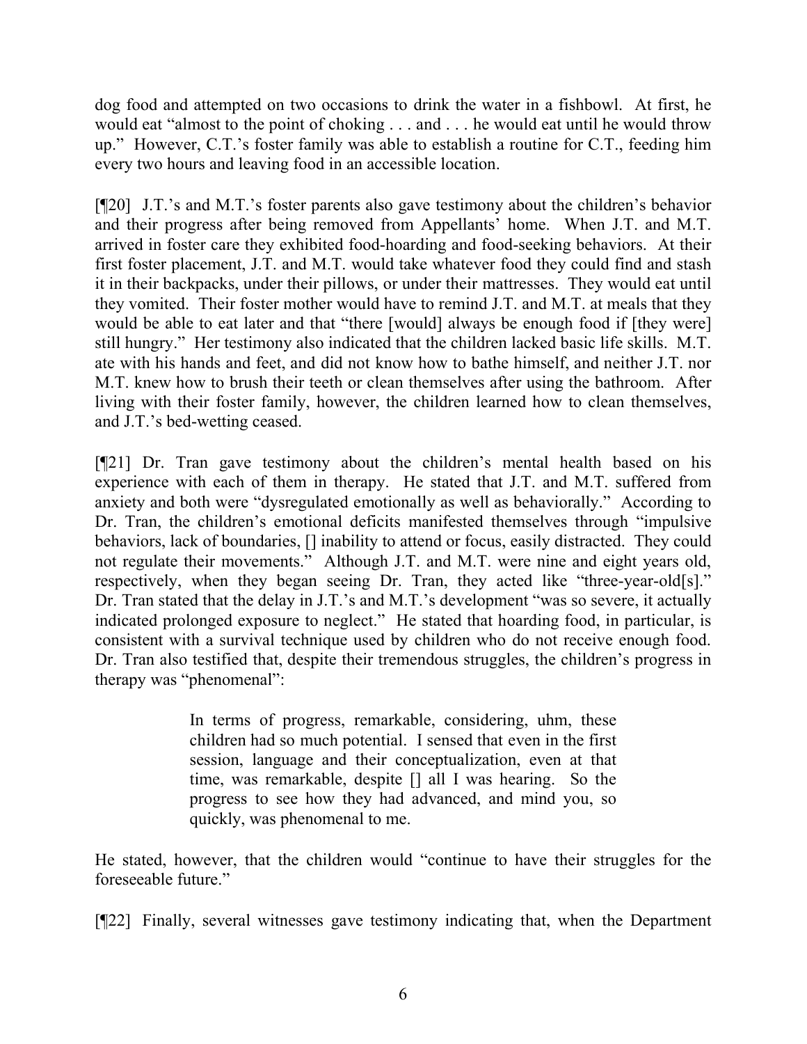dog food and attempted on two occasions to drink the water in a fishbowl. At first, he would eat "almost to the point of choking . . . and . . . he would eat until he would throw up." However, C.T.'s foster family was able to establish a routine for C.T., feeding him every two hours and leaving food in an accessible location.

[¶20] J.T.'s and M.T.'s foster parents also gave testimony about the children's behavior and their progress after being removed from Appellants' home. When J.T. and M.T. arrived in foster care they exhibited food-hoarding and food-seeking behaviors. At their first foster placement, J.T. and M.T. would take whatever food they could find and stash it in their backpacks, under their pillows, or under their mattresses. They would eat until they vomited. Their foster mother would have to remind J.T. and M.T. at meals that they would be able to eat later and that "there [would] always be enough food if [they were] still hungry." Her testimony also indicated that the children lacked basic life skills. M.T. ate with his hands and feet, and did not know how to bathe himself, and neither J.T. nor M.T. knew how to brush their teeth or clean themselves after using the bathroom. After living with their foster family, however, the children learned how to clean themselves, and J.T.'s bed-wetting ceased.

[¶21] Dr. Tran gave testimony about the children's mental health based on his experience with each of them in therapy. He stated that J.T. and M.T. suffered from anxiety and both were "dysregulated emotionally as well as behaviorally." According to Dr. Tran, the children's emotional deficits manifested themselves through "impulsive behaviors, lack of boundaries, [] inability to attend or focus, easily distracted. They could not regulate their movements." Although J.T. and M.T. were nine and eight years old, respectively, when they began seeing Dr. Tran, they acted like "three-year-old[s]." Dr. Tran stated that the delay in J.T.'s and M.T.'s development "was so severe, it actually indicated prolonged exposure to neglect." He stated that hoarding food, in particular, is consistent with a survival technique used by children who do not receive enough food. Dr. Tran also testified that, despite their tremendous struggles, the children's progress in therapy was "phenomenal":

> In terms of progress, remarkable, considering, uhm, these children had so much potential. I sensed that even in the first session, language and their conceptualization, even at that time, was remarkable, despite [] all I was hearing. So the progress to see how they had advanced, and mind you, so quickly, was phenomenal to me.

He stated, however, that the children would "continue to have their struggles for the foreseeable future."

[¶22] Finally, several witnesses gave testimony indicating that, when the Department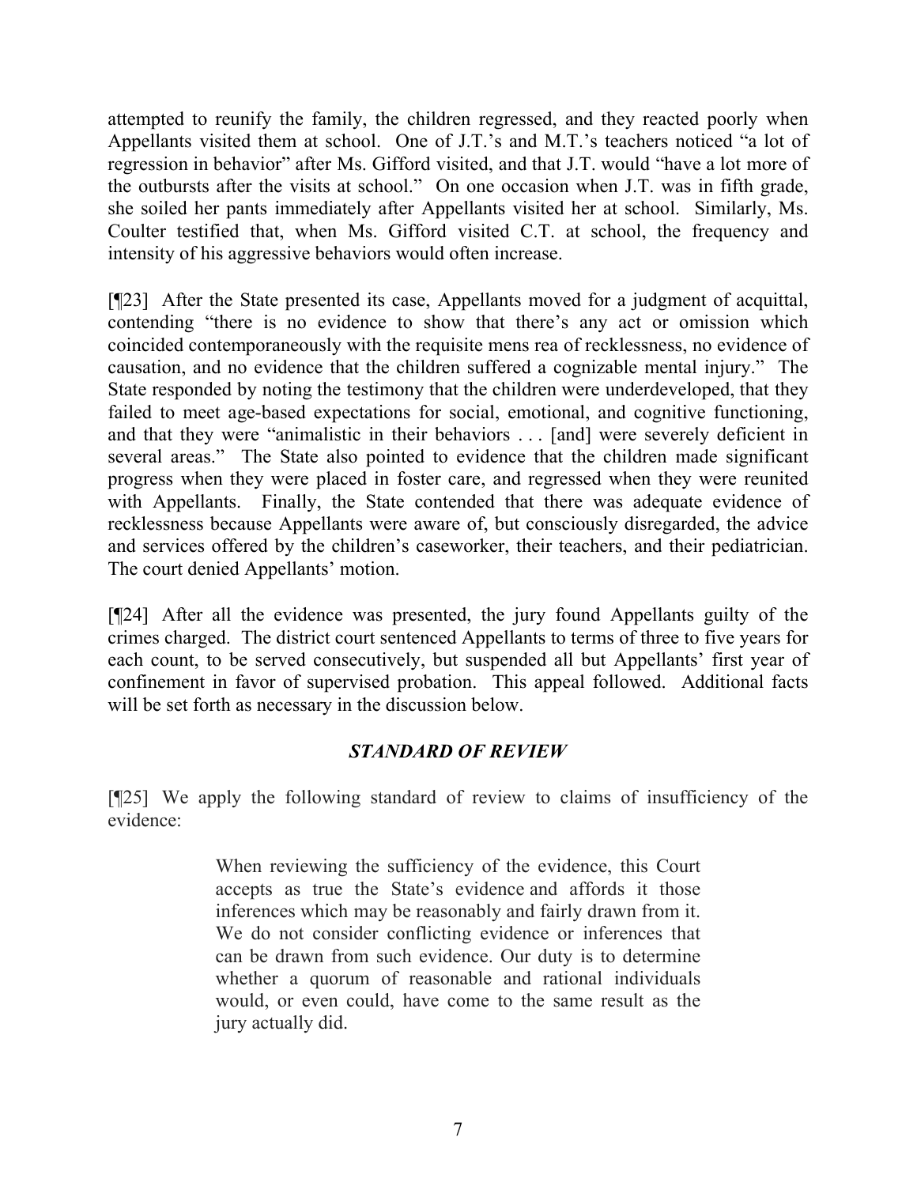attempted to reunify the family, the children regressed, and they reacted poorly when Appellants visited them at school. One of J.T.'s and M.T.'s teachers noticed "a lot of regression in behavior" after Ms. Gifford visited, and that J.T. would "have a lot more of the outbursts after the visits at school." On one occasion when J.T. was in fifth grade, she soiled her pants immediately after Appellants visited her at school. Similarly, Ms. Coulter testified that, when Ms. Gifford visited C.T. at school, the frequency and intensity of his aggressive behaviors would often increase.

[¶23] After the State presented its case, Appellants moved for a judgment of acquittal, contending "there is no evidence to show that there's any act or omission which coincided contemporaneously with the requisite mens rea of recklessness, no evidence of causation, and no evidence that the children suffered a cognizable mental injury." The State responded by noting the testimony that the children were underdeveloped, that they failed to meet age-based expectations for social, emotional, and cognitive functioning, and that they were "animalistic in their behaviors . . . [and] were severely deficient in several areas." The State also pointed to evidence that the children made significant progress when they were placed in foster care, and regressed when they were reunited with Appellants. Finally, the State contended that there was adequate evidence of recklessness because Appellants were aware of, but consciously disregarded, the advice and services offered by the children's caseworker, their teachers, and their pediatrician. The court denied Appellants' motion.

[¶24] After all the evidence was presented, the jury found Appellants guilty of the crimes charged. The district court sentenced Appellants to terms of three to five years for each count, to be served consecutively, but suspended all but Appellants' first year of confinement in favor of supervised probation. This appeal followed. Additional facts will be set forth as necessary in the discussion below.

## *STANDARD OF REVIEW*

[¶25] We apply the following standard of review to claims of insufficiency of the evidence:

> When reviewing the sufficiency of the evidence, this Court accepts as true the State's evidence and affords it those inferences which may be reasonably and fairly drawn from it. We do not consider conflicting evidence or inferences that can be drawn from such evidence. Our duty is to determine whether a quorum of reasonable and rational individuals would, or even could, have come to the same result as the jury actually did.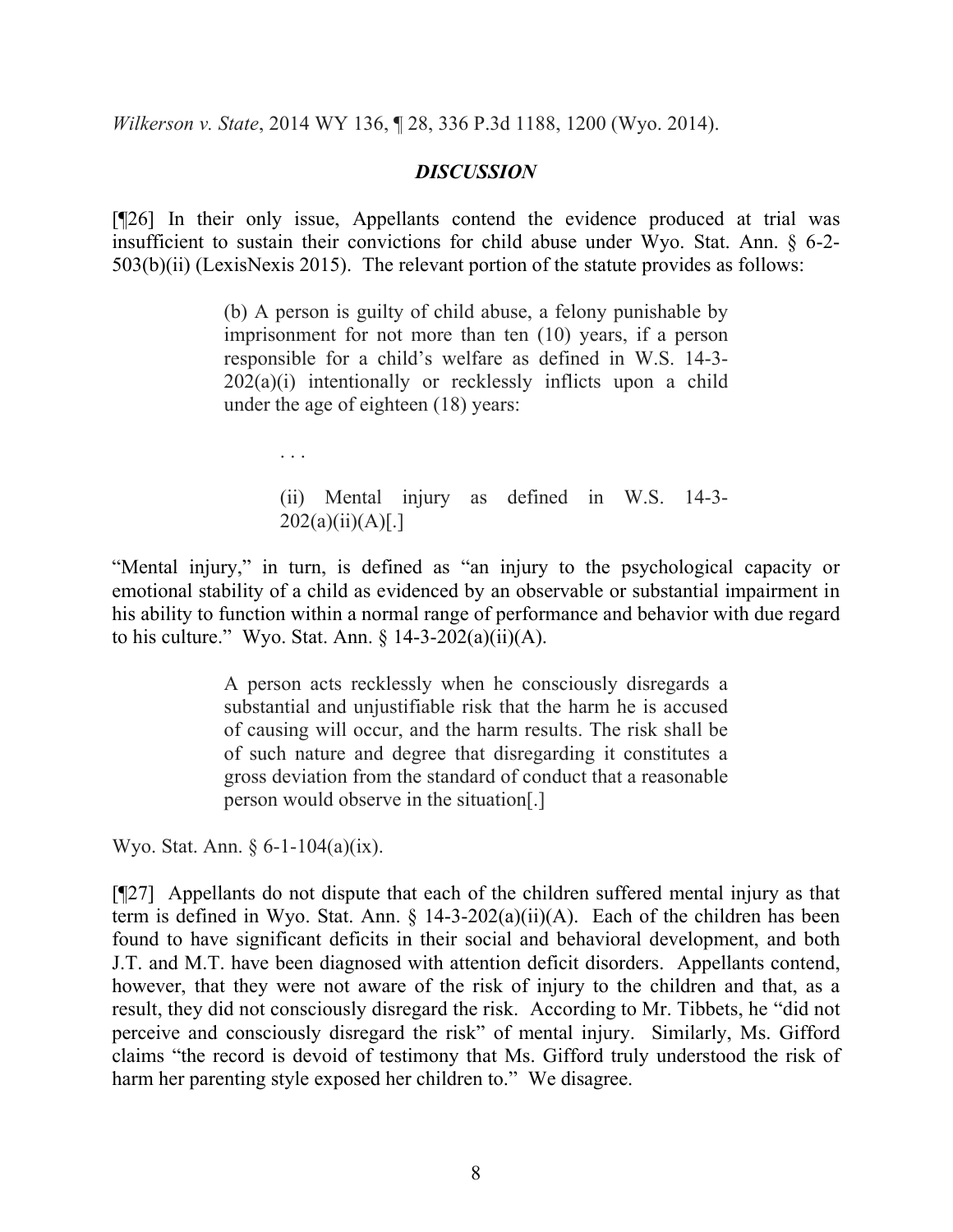*Wilkerson v. State*, 2014 WY 136, ¶ 28, 336 P.3d 1188, 1200 (Wyo. 2014).

### *DISCUSSION*

[¶26] In their only issue, Appellants contend the evidence produced at trial was insufficient to sustain their convictions for child abuse under Wyo. Stat. Ann. § 6-2-503(b)(ii) (LexisNexis 2015). The relevant portion of the statute provides as follows:

> (b) A person is guilty of child abuse, a felony punishable by imprisonment for not more than ten (10) years, if a person responsible for a child's welfare as defined in W.S. 14-3-202(a)(i) intentionally or recklessly inflicts upon a child under the age of eighteen (18) years:
>
> . . .
>
> (ii) Mental injury as defined in W.S. 14-3-202(a)(ii)(A)[.]

"Mental injury," in turn, is defined as "an injury to the psychological capacity or emotional stability of a child as evidenced by an observable or substantial impairment in his ability to function within a normal range of performance and behavior with due regard to his culture." Wyo. Stat. Ann. § 14-3-202(a)(ii)(A).

> A person acts recklessly when he consciously disregards a substantial and unjustifiable risk that the harm he is accused of causing will occur, and the harm results. The risk shall be of such nature and degree that disregarding it constitutes a gross deviation from the standard of conduct that a reasonable person would observe in the situation[.]

Wyo. Stat. Ann. § 6-1-104(a)(ix).

[¶27] Appellants do not dispute that each of the children suffered mental injury as that term is defined in Wyo. Stat. Ann. § 14-3-202(a)(ii)(A). Each of the children has been found to have significant deficits in their social and behavioral development, and both J.T. and M.T. have been diagnosed with attention deficit disorders. Appellants contend, however, that they were not aware of the risk of injury to the children and that, as a result, they did not consciously disregard the risk. According to Mr. Tibbets, he "did not perceive and consciously disregard the risk" of mental injury. Similarly, Ms. Gifford claims "the record is devoid of testimony that Ms. Gifford truly understood the risk of harm her parenting style exposed her children to." We disagree.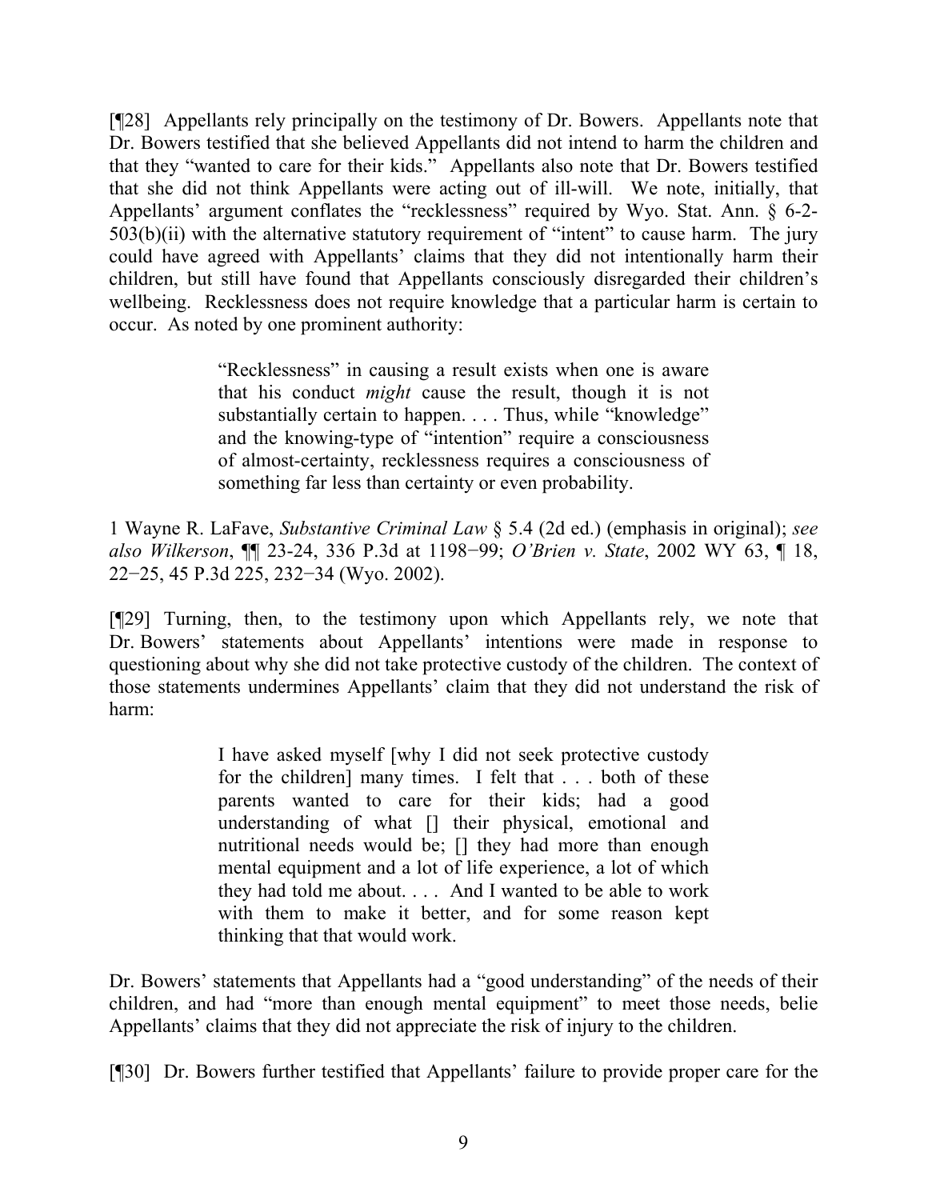[¶28] Appellants rely principally on the testimony of Dr. Bowers. Appellants note that Dr. Bowers testified that she believed Appellants did not intend to harm the children and that they "wanted to care for their kids." Appellants also note that Dr. Bowers testified that she did not think Appellants were acting out of ill-will. We note, initially, that Appellants' argument conflates the "recklessness" required by Wyo. Stat. Ann. § 6-2-503(b)(ii) with the alternative statutory requirement of "intent" to cause harm. The jury could have agreed with Appellants' claims that they did not intentionally harm their children, but still have found that Appellants consciously disregarded their children's wellbeing. Recklessness does not require knowledge that a particular harm is certain to occur. As noted by one prominent authority:

> "Recklessness" in causing a result exists when one is aware that his conduct *might* cause the result, though it is not substantially certain to happen. . . . Thus, while "knowledge" and the knowing-type of "intention" require a consciousness of almost-certainty, recklessness requires a consciousness of something far less than certainty or even probability.

1 Wayne R. LaFave, *Substantive Criminal Law* § 5.4 (2d ed.) (emphasis in original); *see also Wilkerson*, ¶¶ 23-24, 336 P.3d at 1198−99; *O'Brien v. State*, 2002 WY 63, ¶ 18, 22−25, 45 P.3d 225, 232−34 (Wyo. 2002).

[¶29] Turning, then, to the testimony upon which Appellants rely, we note that Dr. Bowers' statements about Appellants' intentions were made in response to questioning about why she did not take protective custody of the children. The context of those statements undermines Appellants' claim that they did not understand the risk of harm:

> I have asked myself [why I did not seek protective custody for the children] many times. I felt that . . . both of these parents wanted to care for their kids; had a good understanding of what [] their physical, emotional and nutritional needs would be; [] they had more than enough mental equipment and a lot of life experience, a lot of which they had told me about. . . . And I wanted to be able to work with them to make it better, and for some reason kept thinking that that would work.

Dr. Bowers' statements that Appellants had a "good understanding" of the needs of their children, and had "more than enough mental equipment" to meet those needs, belie Appellants' claims that they did not appreciate the risk of injury to the children.

[¶30] Dr. Bowers further testified that Appellants' failure to provide proper care for the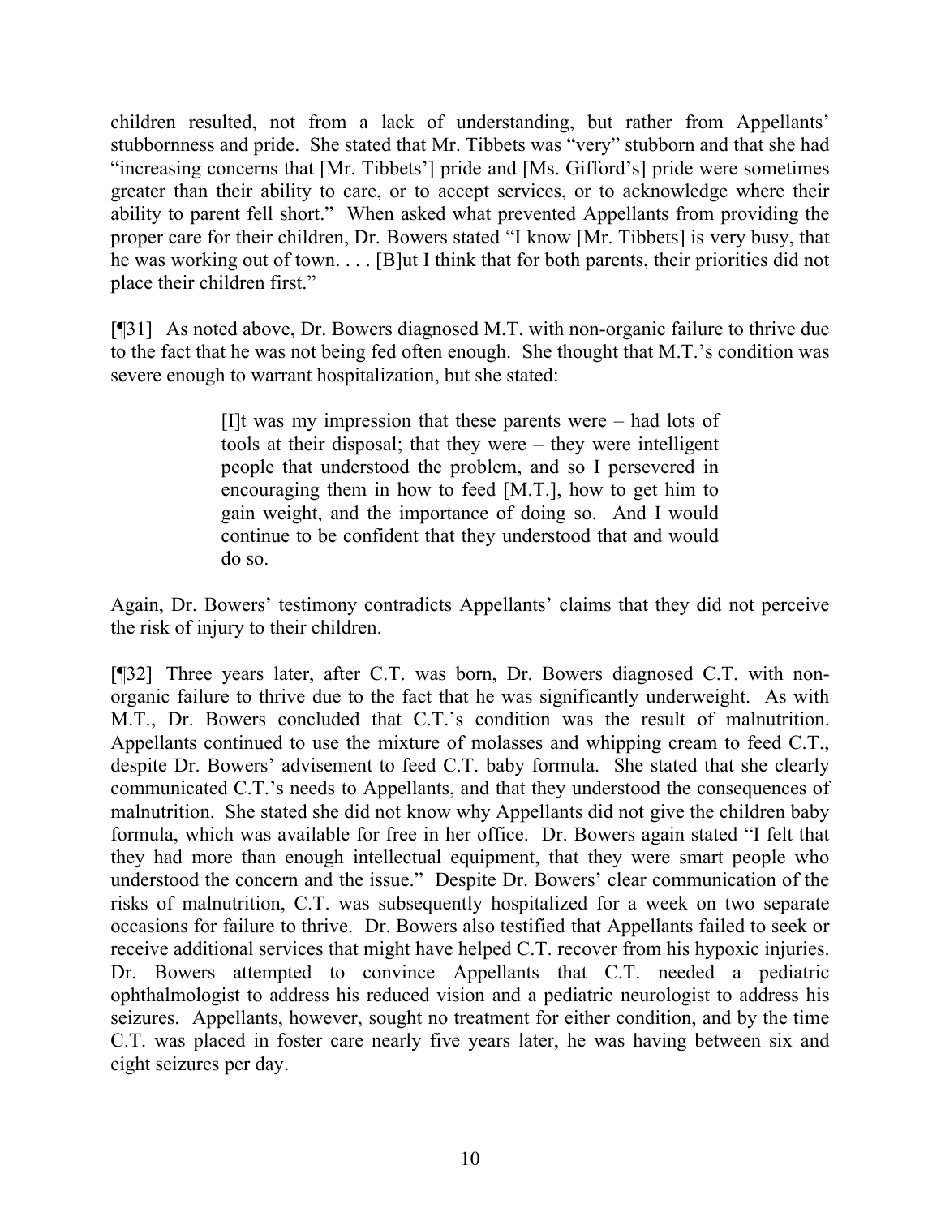children resulted, not from a lack of understanding, but rather from Appellants' stubbornness and pride. She stated that Mr. Tibbets was "very" stubborn and that she had "increasing concerns that [Mr. Tibbets'] pride and [Ms. Gifford's] pride were sometimes greater than their ability to care, or to accept services, or to acknowledge where their ability to parent fell short." When asked what prevented Appellants from providing the proper care for their children, Dr. Bowers stated "I know [Mr. Tibbets] is very busy, that he was working out of town. . . . [B]ut I think that for both parents, their priorities did not place their children first."

[¶31] As noted above, Dr. Bowers diagnosed M.T. with non-organic failure to thrive due to the fact that he was not being fed often enough. She thought that M.T.'s condition was severe enough to warrant hospitalization, but she stated:

> [I]t was my impression that these parents were – had lots of tools at their disposal; that they were – they were intelligent people that understood the problem, and so I persevered in encouraging them in how to feed [M.T.], how to get him to gain weight, and the importance of doing so. And I would continue to be confident that they understood that and would do so.

Again, Dr. Bowers' testimony contradicts Appellants' claims that they did not perceive the risk of injury to their children.

[¶32] Three years later, after C.T. was born, Dr. Bowers diagnosed C.T. with non-organic failure to thrive due to the fact that he was significantly underweight. As with M.T., Dr. Bowers concluded that C.T.'s condition was the result of malnutrition. Appellants continued to use the mixture of molasses and whipping cream to feed C.T., despite Dr. Bowers' advisement to feed C.T. baby formula. She stated that she clearly communicated C.T.'s needs to Appellants, and that they understood the consequences of malnutrition. She stated she did not know why Appellants did not give the children baby formula, which was available for free in her office. Dr. Bowers again stated "I felt that they had more than enough intellectual equipment, that they were smart people who understood the concern and the issue." Despite Dr. Bowers' clear communication of the risks of malnutrition, C.T. was subsequently hospitalized for a week on two separate occasions for failure to thrive. Dr. Bowers also testified that Appellants failed to seek or receive additional services that might have helped C.T. recover from his hypoxic injuries. Dr. Bowers attempted to convince Appellants that C.T. needed a pediatric ophthalmologist to address his reduced vision and a pediatric neurologist to address his seizures. Appellants, however, sought no treatment for either condition, and by the time C.T. was placed in foster care nearly five years later, he was having between six and eight seizures per day.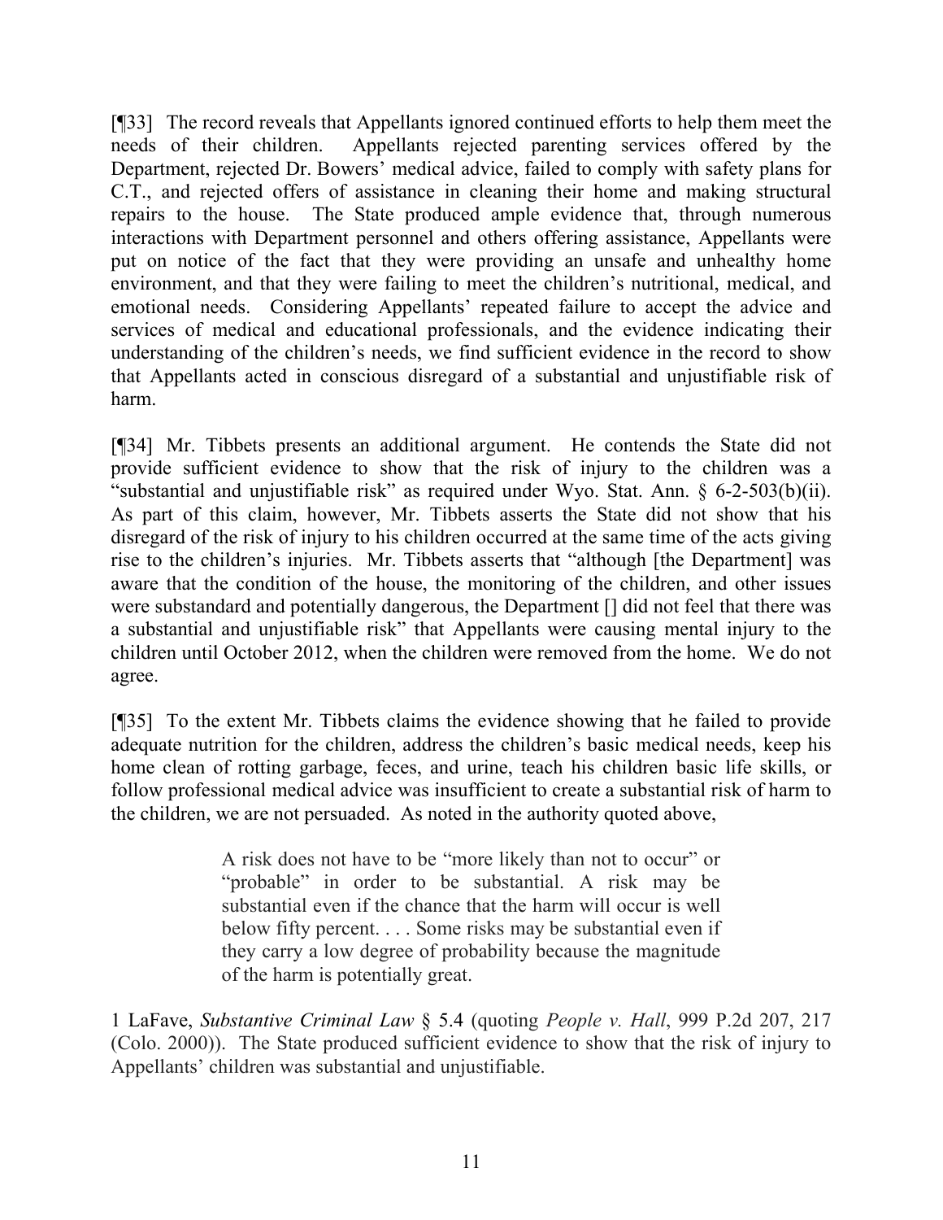[¶33] The record reveals that Appellants ignored continued efforts to help them meet the needs of their children. Appellants rejected parenting services offered by the Department, rejected Dr. Bowers' medical advice, failed to comply with safety plans for C.T., and rejected offers of assistance in cleaning their home and making structural repairs to the house. The State produced ample evidence that, through numerous interactions with Department personnel and others offering assistance, Appellants were put on notice of the fact that they were providing an unsafe and unhealthy home environment, and that they were failing to meet the children's nutritional, medical, and emotional needs. Considering Appellants' repeated failure to accept the advice and services of medical and educational professionals, and the evidence indicating their understanding of the children's needs, we find sufficient evidence in the record to show that Appellants acted in conscious disregard of a substantial and unjustifiable risk of harm.

[¶34] Mr. Tibbets presents an additional argument. He contends the State did not provide sufficient evidence to show that the risk of injury to the children was a "substantial and unjustifiable risk" as required under Wyo. Stat. Ann. § 6-2-503(b)(ii). As part of this claim, however, Mr. Tibbets asserts the State did not show that his disregard of the risk of injury to his children occurred at the same time of the acts giving rise to the children's injuries. Mr. Tibbets asserts that "although [the Department] was aware that the condition of the house, the monitoring of the children, and other issues were substandard and potentially dangerous, the Department [] did not feel that there was a substantial and unjustifiable risk" that Appellants were causing mental injury to the children until October 2012, when the children were removed from the home. We do not agree.

[¶35] To the extent Mr. Tibbets claims the evidence showing that he failed to provide adequate nutrition for the children, address the children's basic medical needs, keep his home clean of rotting garbage, feces, and urine, teach his children basic life skills, or follow professional medical advice was insufficient to create a substantial risk of harm to the children, we are not persuaded. As noted in the authority quoted above,

> A risk does not have to be "more likely than not to occur" or "probable" in order to be substantial. A risk may be substantial even if the chance that the harm will occur is well below fifty percent. . . . Some risks may be substantial even if they carry a low degree of probability because the magnitude of the harm is potentially great.

1 LaFave, *Substantive Criminal Law* § 5.4 (quoting *People v. Hall*, 999 P.2d 207, 217 (Colo. 2000)). The State produced sufficient evidence to show that the risk of injury to Appellants' children was substantial and unjustifiable.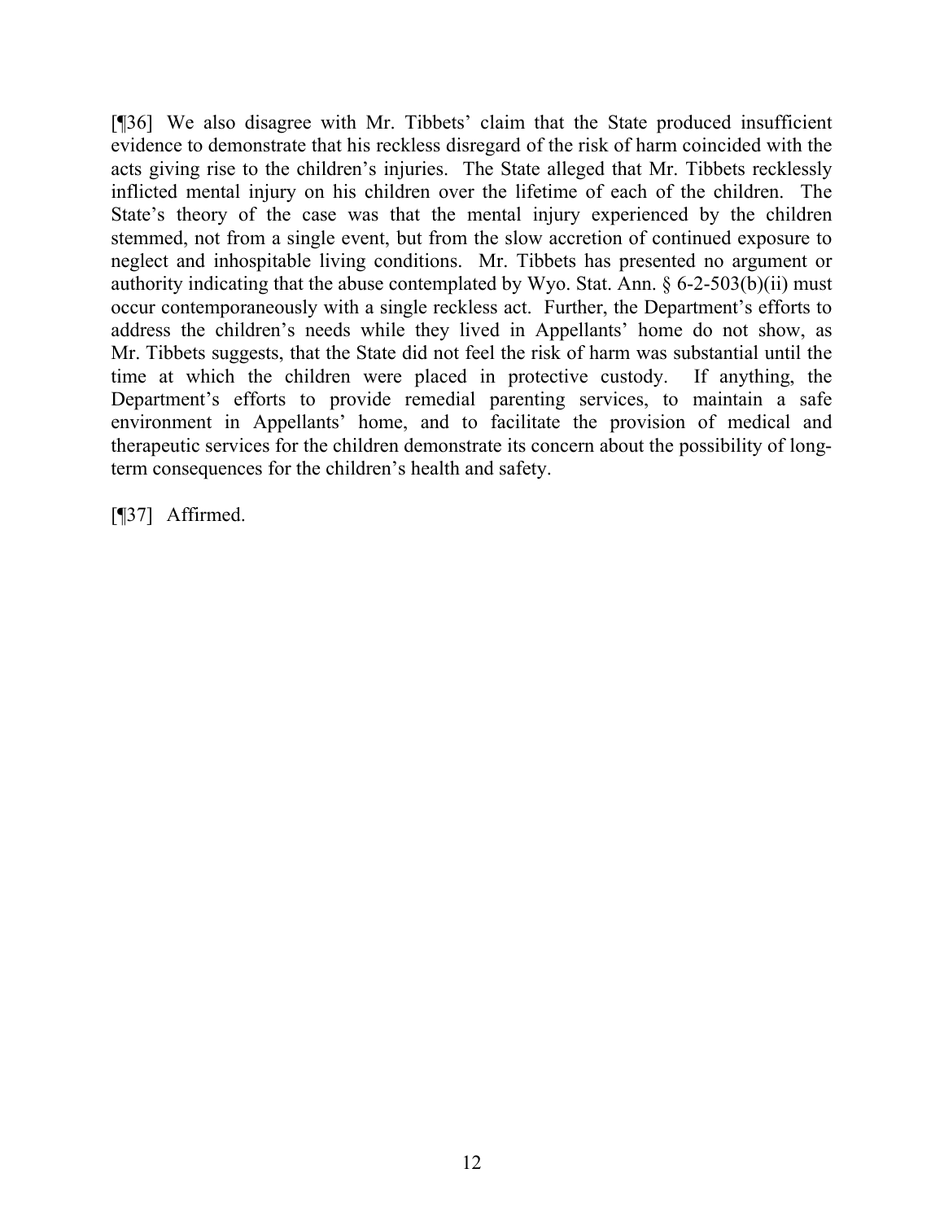[¶36] We also disagree with Mr. Tibbets' claim that the State produced insufficient evidence to demonstrate that his reckless disregard of the risk of harm coincided with the acts giving rise to the children's injuries. The State alleged that Mr. Tibbets recklessly inflicted mental injury on his children over the lifetime of each of the children. The State's theory of the case was that the mental injury experienced by the children stemmed, not from a single event, but from the slow accretion of continued exposure to neglect and inhospitable living conditions. Mr. Tibbets has presented no argument or authority indicating that the abuse contemplated by Wyo. Stat. Ann. § 6-2-503(b)(ii) must occur contemporaneously with a single reckless act. Further, the Department's efforts to address the children's needs while they lived in Appellants' home do not show, as Mr. Tibbets suggests, that the State did not feel the risk of harm was substantial until the time at which the children were placed in protective custody. If anything, the Department's efforts to provide remedial parenting services, to maintain a safe environment in Appellants' home, and to facilitate the provision of medical and therapeutic services for the children demonstrate its concern about the possibility of long-term consequences for the children's health and safety.

[¶37] Affirmed.